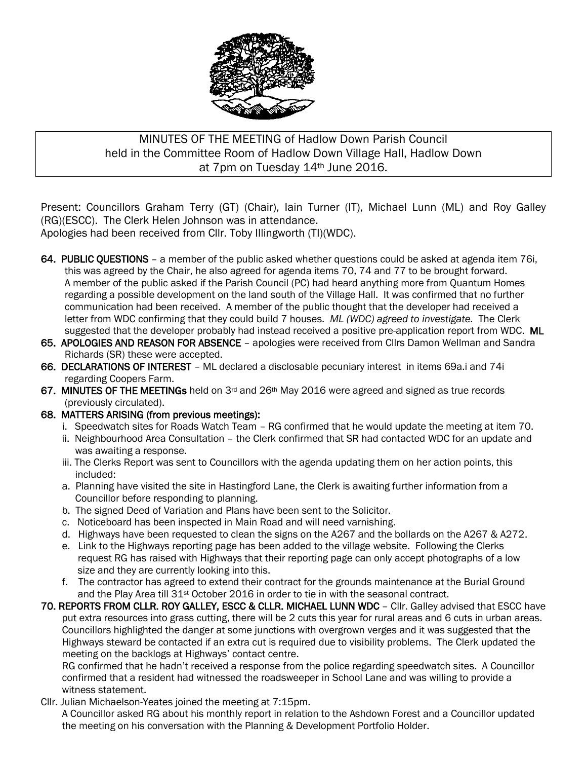MINUTES OF THE MEETING of Hadlow Down Parish Council
held in the Committee Room of Hadlow Down Village Hall, Hadlow Down
at 7pm on Tuesday 14th June 2016.

Present: Councillors Graham Terry (GT) (Chair), Iain Turner (IT), Michael Lunn (ML) and Roy Galley (RG)(ESCC). The Clerk Helen Johnson was in attendance.
Apologies had been received from Cllr. Toby Illingworth (TI)(WDC).

**64. PUBLIC QUESTIONS** – a member of the public asked whether questions could be asked at agenda item 76i, this was agreed by the Chair, he also agreed for agenda items 70, 74 and 77 to be brought forward. A member of the public asked if the Parish Council (PC) had heard anything more from Quantum Homes regarding a possible development on the land south of the Village Hall. It was confirmed that no further communication had been received. A member of the public thought that the developer had received a letter from WDC confirming that they could build 7 houses. *ML (WDC) agreed to investigate.* The Clerk suggested that the developer probably had instead received a positive pre-application report from WDC. **ML**

**65. APOLOGIES AND REASON FOR ABSENCE** – apologies were received from Cllrs Damon Wellman and Sandra Richards (SR) these were accepted.

**66. DECLARATIONS OF INTEREST** – ML declared a disclosable pecuniary interest in items 69a.i and 74i regarding Coopers Farm.

**67. MINUTES OF THE MEETINGs** held on 3rd and 26th May 2016 were agreed and signed as true records (previously circulated).

**68. MATTERS ARISING (from previous meetings):**

i. Speedwatch sites for Roads Watch Team – RG confirmed that he would update the meeting at item 70.

ii. Neighbourhood Area Consultation – the Clerk confirmed that SR had contacted WDC for an update and was awaiting a response.

iii. The Clerks Report was sent to Councillors with the agenda updating them on her action points, this included:

a. Planning have visited the site in Hastingford Lane, the Clerk is awaiting further information from a Councillor before responding to planning.

b. The signed Deed of Variation and Plans have been sent to the Solicitor.

c. Noticeboard has been inspected in Main Road and will need varnishing.

d. Highways have been requested to clean the signs on the A267 and the bollards on the A267 & A272.

e. Link to the Highways reporting page has been added to the village website. Following the Clerks request RG has raised with Highways that their reporting page can only accept photographs of a low size and they are currently looking into this.

f. The contractor has agreed to extend their contract for the grounds maintenance at the Burial Ground and the Play Area till 31st October 2016 in order to tie in with the seasonal contract.

**70. REPORTS FROM CLLR. ROY GALLEY, ESCC & CLLR. MICHAEL LUNN WDC** – Cllr. Galley advised that ESCC have put extra resources into grass cutting, there will be 2 cuts this year for rural areas and 6 cuts in urban areas. Councillors highlighted the danger at some junctions with overgrown verges and it was suggested that the Highways steward be contacted if an extra cut is required due to visibility problems. The Clerk updated the meeting on the backlogs at Highways' contact centre.

RG confirmed that he hadn't received a response from the police regarding speedwatch sites. A Councillor confirmed that a resident had witnessed the roadsweeper in School Lane and was willing to provide a witness statement.

Cllr. Julian Michaelson-Yeates joined the meeting at 7:15pm.

A Councillor asked RG about his monthly report in relation to the Ashdown Forest and a Councillor updated the meeting on his conversation with the Planning & Development Portfolio Holder.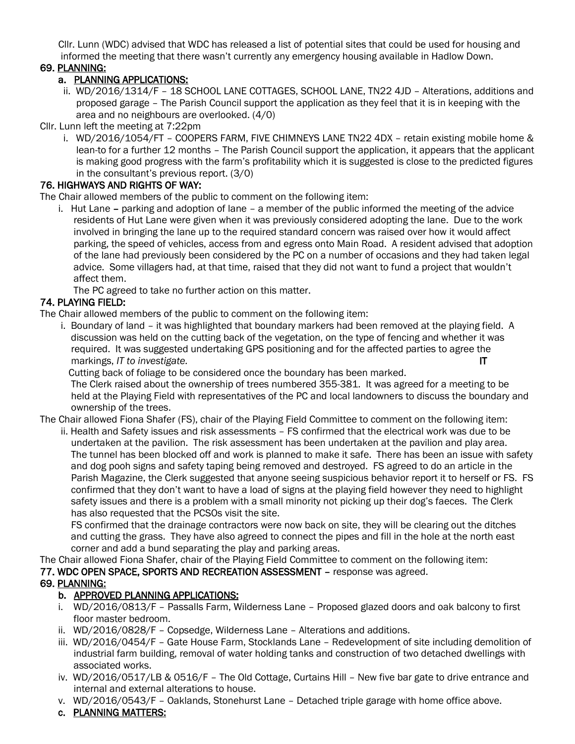Cllr. Lunn (WDC) advised that WDC has released a list of potential sites that could be used for housing and informed the meeting that there wasn't currently any emergency housing available in Hadlow Down.

## 69. PLANNING:

### a. PLANNING APPLICATIONS:

ii. WD/2016/1314/F – 18 SCHOOL LANE COTTAGES, SCHOOL LANE, TN22 4JD – Alterations, additions and proposed garage – The Parish Council support the application as they feel that it is in keeping with the area and no neighbours are overlooked. (4/0)

Cllr. Lunn left the meeting at 7:22pm

i. WD/2016/1054/FT – COOPERS FARM, FIVE CHIMNEYS LANE TN22 4DX – retain existing mobile home & lean-to for a further 12 months – The Parish Council support the application, it appears that the applicant is making good progress with the farm's profitability which it is suggested is close to the predicted figures in the consultant's previous report. (3/0)

## 76. HIGHWAYS AND RIGHTS OF WAY:

The Chair allowed members of the public to comment on the following item:

i. Hut Lane – parking and adoption of lane – a member of the public informed the meeting of the advice residents of Hut Lane were given when it was previously considered adopting the lane. Due to the work involved in bringing the lane up to the required standard concern was raised over how it would affect parking, the speed of vehicles, access from and egress onto Main Road. A resident advised that adoption of the lane had previously been considered by the PC on a number of occasions and they had taken legal advice. Some villagers had, at that time, raised that they did not want to fund a project that wouldn't affect them.

   The PC agreed to take no further action on this matter.

## 74. PLAYING FIELD:

The Chair allowed members of the public to comment on the following item:

i. Boundary of land – it was highlighted that boundary markers had been removed at the playing field. A discussion was held on the cutting back of the vegetation, on the type of fencing and whether it was required. It was suggested undertaking GPS positioning and for the affected parties to agree the markings, *IT to investigate.* **IT**

   Cutting back of foliage to be considered once the boundary has been marked.

   The Clerk raised about the ownership of trees numbered 355-381. It was agreed for a meeting to be held at the Playing Field with representatives of the PC and local landowners to discuss the boundary and ownership of the trees.

The Chair allowed Fiona Shafer (FS), chair of the Playing Field Committee to comment on the following item:

ii. Health and Safety issues and risk assessments – FS confirmed that the electrical work was due to be undertaken at the pavilion. The risk assessment has been undertaken at the pavilion and play area. The tunnel has been blocked off and work is planned to make it safe. There has been an issue with safety and dog pooh signs and safety taping being removed and destroyed. FS agreed to do an article in the Parish Magazine, the Clerk suggested that anyone seeing suspicious behavior report it to herself or FS. FS confirmed that they don't want to have a load of signs at the playing field however they need to highlight safety issues and there is a problem with a small minority not picking up their dog's faeces. The Clerk has also requested that the PCSOs visit the site.

   FS confirmed that the drainage contractors were now back on site, they will be clearing out the ditches and cutting the grass. They have also agreed to connect the pipes and fill in the hole at the north east corner and add a bund separating the play and parking areas.

The Chair allowed Fiona Shafer, chair of the Playing Field Committee to comment on the following item:

## 77. WDC OPEN SPACE, SPORTS AND RECREATION ASSESSMENT – response was agreed.

## 69. PLANNING:

### b. APPROVED PLANNING APPLICATIONS:

i. WD/2016/0813/F – Passalls Farm, Wilderness Lane – Proposed glazed doors and oak balcony to first floor master bedroom.
ii. WD/2016/0828/F – Copsedge, Wilderness Lane – Alterations and additions.
iii. WD/2016/0454/F – Gate House Farm, Stocklands Lane – Redevelopment of site including demolition of industrial farm building, removal of water holding tanks and construction of two detached dwellings with associated works.
iv. WD/2016/0517/LB & 0516/F – The Old Cottage, Curtains Hill – New five bar gate to drive entrance and internal and external alterations to house.
v. WD/2016/0543/F – Oaklands, Stonehurst Lane – Detached triple garage with home office above.

### c. PLANNING MATTERS: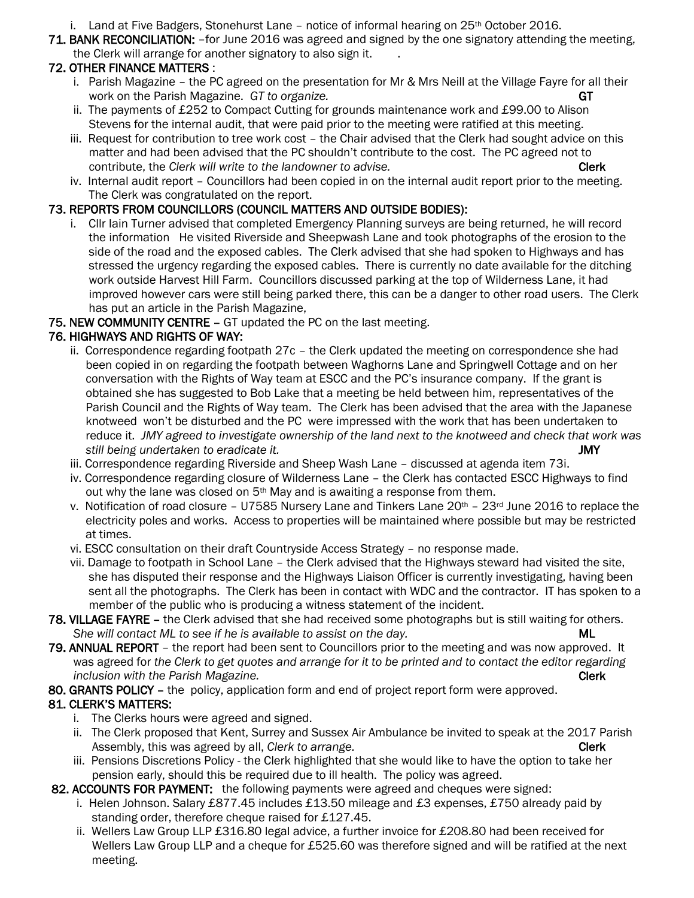i. Land at Five Badgers, Stonehurst Lane – notice of informal hearing on 25th October 2016.

**71. BANK RECONCILIATION:** –for June 2016 was agreed and signed by the one signatory attending the meeting, the Clerk will arrange for another signatory to also sign it.

**72. OTHER FINANCE MATTERS** :

i. Parish Magazine – the PC agreed on the presentation for Mr & Mrs Neill at the Village Fayre for all their work on the Parish Magazine. *GT to organize.* **GT**

ii. The payments of £252 to Compact Cutting for grounds maintenance work and £99.00 to Alison Stevens for the internal audit, that were paid prior to the meeting were ratified at this meeting.

iii. Request for contribution to tree work cost – the Chair advised that the Clerk had sought advice on this matter and had been advised that the PC shouldn't contribute to the cost. The PC agreed not to contribute, the *Clerk will write to the landowner to advise.* **Clerk**

iv. Internal audit report – Councillors had been copied in on the internal audit report prior to the meeting. The Clerk was congratulated on the report.

**73. REPORTS FROM COUNCILLORS (COUNCIL MATTERS AND OUTSIDE BODIES):**

i. Cllr Iain Turner advised that completed Emergency Planning surveys are being returned, he will record the information He visited Riverside and Sheepwash Lane and took photographs of the erosion to the side of the road and the exposed cables. The Clerk advised that she had spoken to Highways and has stressed the urgency regarding the exposed cables. There is currently no date available for the ditching work outside Harvest Hill Farm. Councillors discussed parking at the top of Wilderness Lane, it had improved however cars were still being parked there, this can be a danger to other road users. The Clerk has put an article in the Parish Magazine,

**75. NEW COMMUNITY CENTRE –** GT updated the PC on the last meeting.

**76. HIGHWAYS AND RIGHTS OF WAY:**

ii. Correspondence regarding footpath 27c – the Clerk updated the meeting on correspondence she had been copied in on regarding the footpath between Waghorns Lane and Springwell Cottage and on her conversation with the Rights of Way team at ESCC and the PC's insurance company. If the grant is obtained she has suggested to Bob Lake that a meeting be held between him, representatives of the Parish Council and the Rights of Way team. The Clerk has been advised that the area with the Japanese knotweed won't be disturbed and the PC were impressed with the work that has been undertaken to reduce it. *JMY agreed to investigate ownership of the land next to the knotweed and check that work was still being undertaken to eradicate it.* **JMY**

iii. Correspondence regarding Riverside and Sheep Wash Lane – discussed at agenda item 73i.

iv. Correspondence regarding closure of Wilderness Lane – the Clerk has contacted ESCC Highways to find out why the lane was closed on 5th May and is awaiting a response from them.

v. Notification of road closure – U7585 Nursery Lane and Tinkers Lane 20th – 23rd June 2016 to replace the electricity poles and works. Access to properties will be maintained where possible but may be restricted at times.

vi. ESCC consultation on their draft Countryside Access Strategy – no response made.

vii. Damage to footpath in School Lane – the Clerk advised that the Highways steward had visited the site, she has disputed their response and the Highways Liaison Officer is currently investigating, having been sent all the photographs. The Clerk has been in contact with WDC and the contractor. IT has spoken to a member of the public who is producing a witness statement of the incident.

**78. VILLAGE FAYRE –** the Clerk advised that she had received some photographs but is still waiting for others. *She will contact ML to see if he is available to assist on the day.* **ML**

**79. ANNUAL REPORT** – the report had been sent to Councillors prior to the meeting and was now approved. It was agreed for *the Clerk to get quotes and arrange for it to be printed and to contact the editor regarding inclusion with the Parish Magazine.* **Clerk**

**80. GRANTS POLICY –** the policy, application form and end of project report form were approved.

**81. CLERK'S MATTERS:**

i. The Clerks hours were agreed and signed.

ii. The Clerk proposed that Kent, Surrey and Sussex Air Ambulance be invited to speak at the 2017 Parish Assembly, this was agreed by all, *Clerk to arrange.* **Clerk**

iii. Pensions Discretions Policy - the Clerk highlighted that she would like to have the option to take her pension early, should this be required due to ill health. The policy was agreed.

**82. ACCOUNTS FOR PAYMENT:** the following payments were agreed and cheques were signed:

i. Helen Johnson. Salary £877.45 includes £13.50 mileage and £3 expenses, £750 already paid by standing order, therefore cheque raised for £127.45.

ii. Wellers Law Group LLP £316.80 legal advice, a further invoice for £208.80 had been received for Wellers Law Group LLP and a cheque for £525.60 was therefore signed and will be ratified at the next meeting.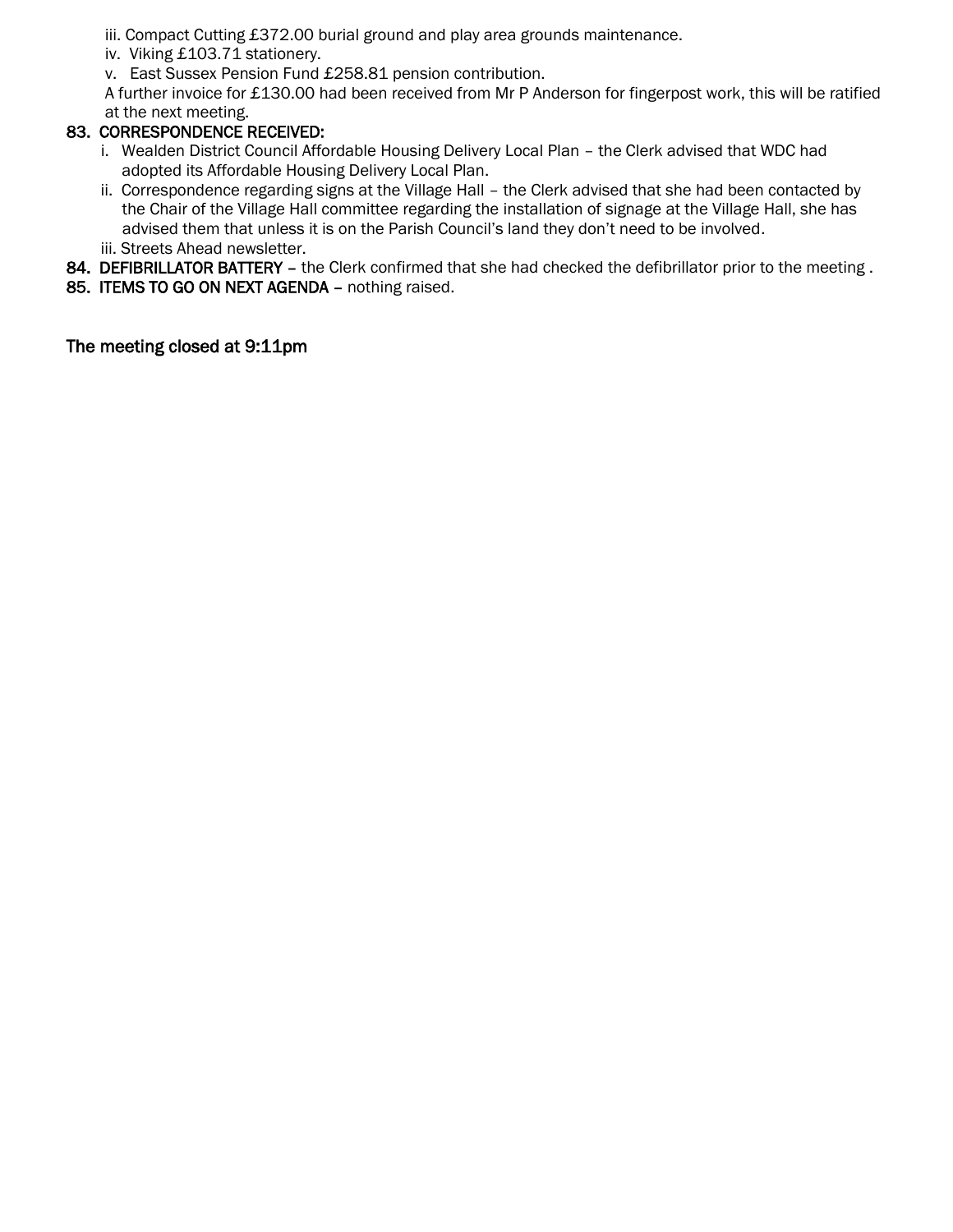iii. Compact Cutting £372.00 burial ground and play area grounds maintenance.
iv. Viking £103.71 stationery.
v. East Sussex Pension Fund £258.81 pension contribution.

A further invoice for £130.00 had been received from Mr P Anderson for fingerpost work, this will be ratified at the next meeting.

**83. CORRESPONDENCE RECEIVED:**

i. Wealden District Council Affordable Housing Delivery Local Plan – the Clerk advised that WDC had adopted its Affordable Housing Delivery Local Plan.
ii. Correspondence regarding signs at the Village Hall – the Clerk advised that she had been contacted by the Chair of the Village Hall committee regarding the installation of signage at the Village Hall, she has advised them that unless it is on the Parish Council's land they don't need to be involved.
iii. Streets Ahead newsletter.

**84. DEFIBRILLATOR BATTERY** – the Clerk confirmed that she had checked the defibrillator prior to the meeting .

**85. ITEMS TO GO ON NEXT AGENDA** – nothing raised.

The meeting closed at 9:11pm